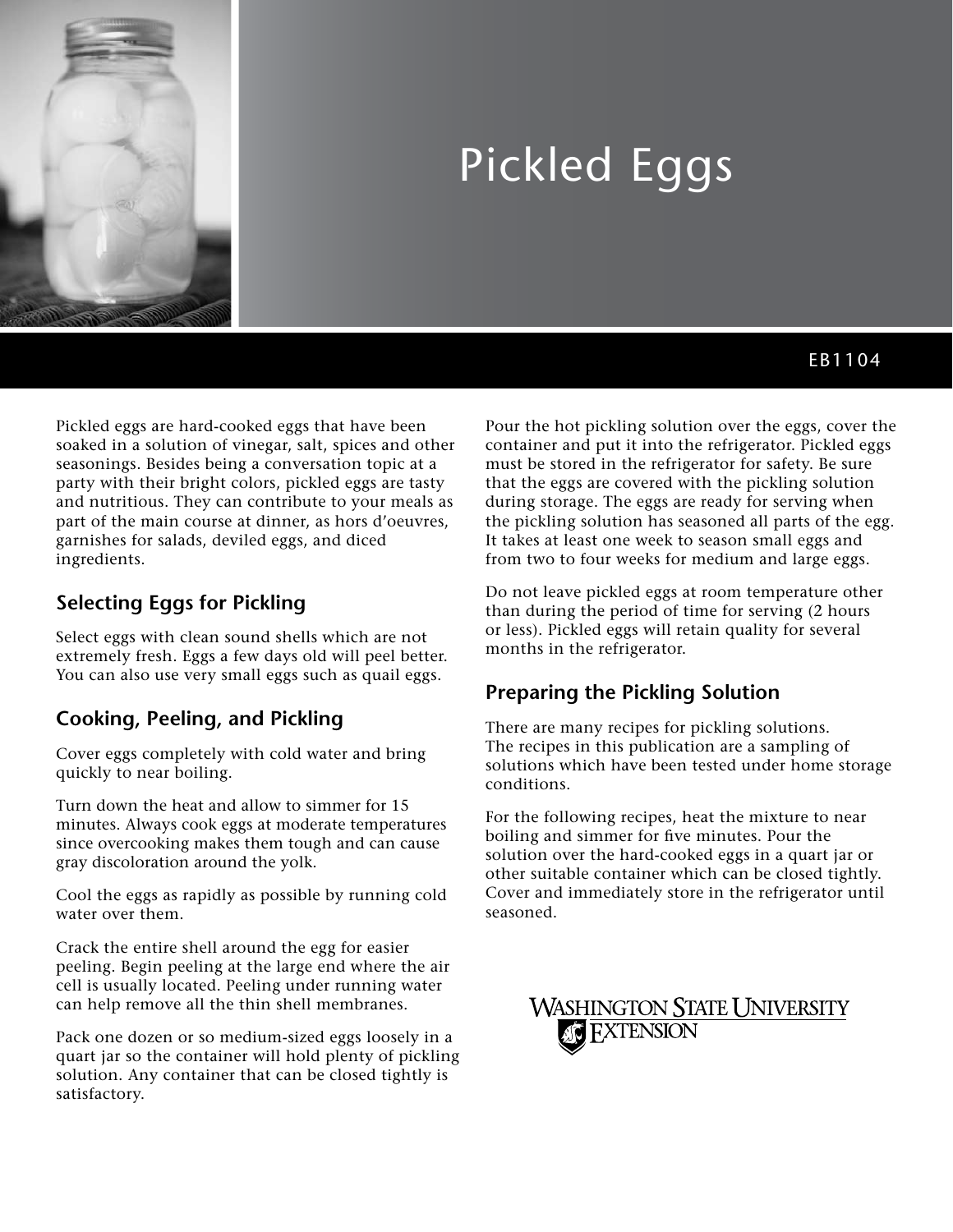# Pickled Eggs

EB1104

Pickled eggs are hard-cooked eggs that have been soaked in a solution of vinegar, salt, spices and other seasonings. Besides being a conversation topic at a party with their bright colors, pickled eggs are tasty and nutritious. They can contribute to your meals as part of the main course at dinner, as hors d'oeuvres, garnishes for salads, deviled eggs, and diced ingredients.

## Selecting Eggs for Pickling

Select eggs with clean sound shells which are not extremely fresh. Eggs a few days old will peel better. You can also use very small eggs such as quail eggs.

## Cooking, Peeling, and Pickling

Cover eggs completely with cold water and bring quickly to near boiling.

Turn down the heat and allow to simmer for 15 minutes. Always cook eggs at moderate temperatures since overcooking makes them tough and can cause gray discoloration around the yolk.

Cool the eggs as rapidly as possible by running cold water over them.

Crack the entire shell around the egg for easier peeling. Begin peeling at the large end where the air cell is usually located. Peeling under running water can help remove all the thin shell membranes.

Pack one dozen or so medium-sized eggs loosely in a quart jar so the container will hold plenty of pickling solution. Any container that can be closed tightly is satisfactory.

Pour the hot pickling solution over the eggs, cover the container and put it into the refrigerator. Pickled eggs must be stored in the refrigerator for safety. Be sure that the eggs are covered with the pickling solution during storage. The eggs are ready for serving when the pickling solution has seasoned all parts of the egg. It takes at least one week to season small eggs and from two to four weeks for medium and large eggs.

Do not leave pickled eggs at room temperature other than during the period of time for serving (2 hours or less). Pickled eggs will retain quality for several months in the refrigerator.

## Preparing the Pickling Solution

There are many recipes for pickling solutions. The recipes in this publication are a sampling of solutions which have been tested under home storage conditions.

For the following recipes, heat the mixture to near boiling and simmer for five minutes. Pour the solution over the hard-cooked eggs in a quart jar or other suitable container which can be closed tightly. Cover and immediately store in the refrigerator until seasoned.

Washington State University Extension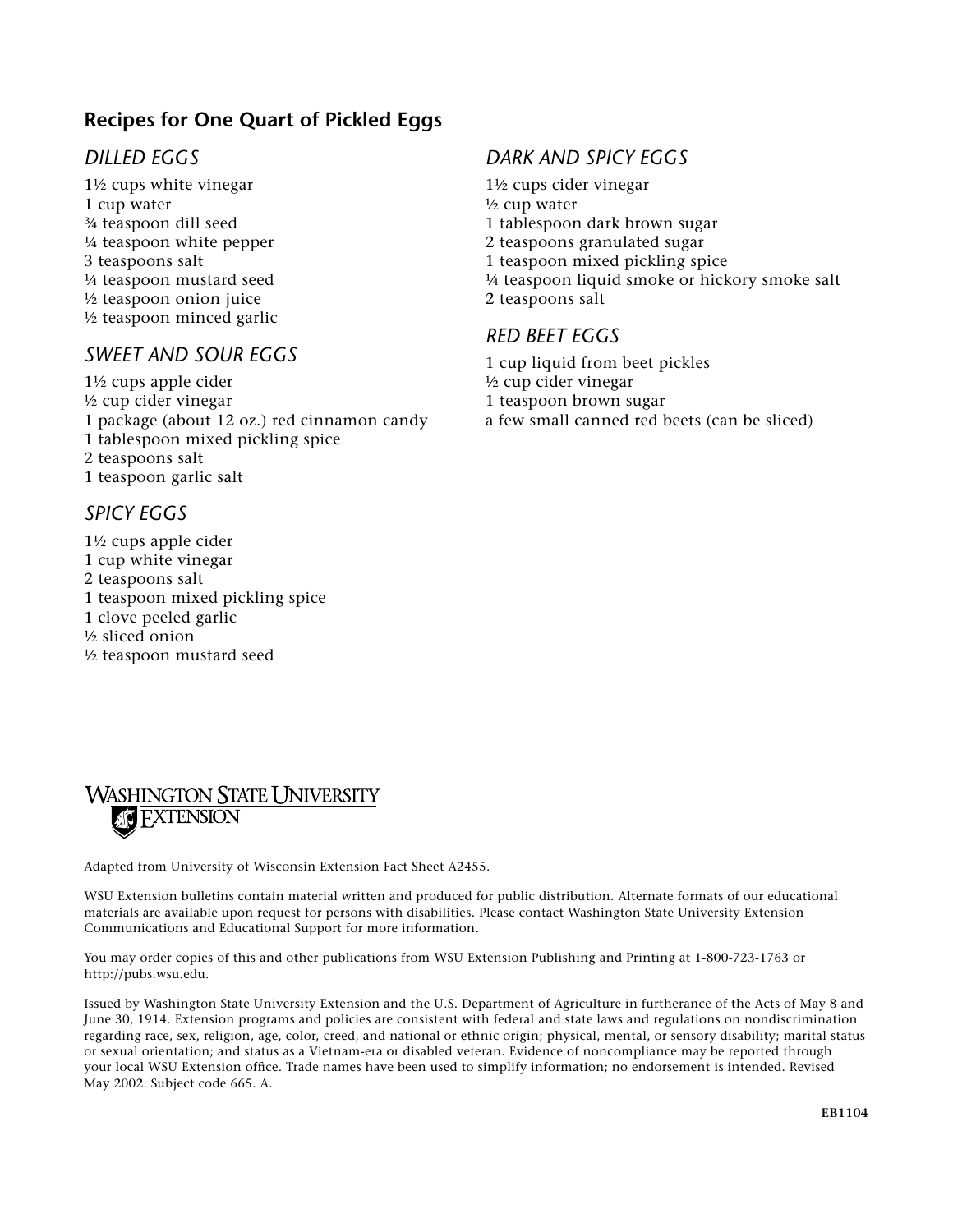## Recipes for One Quart of Pickled Eggs

### *DILLED EGGS*

1½ cups white vinegar
1 cup water
¾ teaspoon dill seed
¼ teaspoon white pepper
3 teaspoons salt
¼ teaspoon mustard seed
½ teaspoon onion juice
½ teaspoon minced garlic

### *SWEET AND SOUR EGGS*

1½ cups apple cider
½ cup cider vinegar
1 package (about 12 oz.) red cinnamon candy
1 tablespoon mixed pickling spice
2 teaspoons salt
1 teaspoon garlic salt

### *SPICY EGGS*

1½ cups apple cider
1 cup white vinegar
2 teaspoons salt
1 teaspoon mixed pickling spice
1 clove peeled garlic
½ sliced onion
½ teaspoon mustard seed

### *DARK AND SPICY EGGS*

1½ cups cider vinegar
½ cup water
1 tablespoon dark brown sugar
2 teaspoons granulated sugar
1 teaspoon mixed pickling spice
¼ teaspoon liquid smoke or hickory smoke salt
2 teaspoons salt

### *RED BEET EGGS*

1 cup liquid from beet pickles
½ cup cider vinegar
1 teaspoon brown sugar
a few small canned red beets (can be sliced)

WASHINGTON STATE UNIVERSITY EXTENSION

Adapted from University of Wisconsin Extension Fact Sheet A2455.

WSU Extension bulletins contain material written and produced for public distribution. Alternate formats of our educational materials are available upon request for persons with disabilities. Please contact Washington State University Extension Communications and Educational Support for more information.

You may order copies of this and other publications from WSU Extension Publishing and Printing at 1-800-723-1763 or http://pubs.wsu.edu.

Issued by Washington State University Extension and the U.S. Department of Agriculture in furtherance of the Acts of May 8 and June 30, 1914. Extension programs and policies are consistent with federal and state laws and regulations on nondiscrimination regarding race, sex, religion, age, color, creed, and national or ethnic origin; physical, mental, or sensory disability; marital status or sexual orientation; and status as a Vietnam-era or disabled veteran. Evidence of noncompliance may be reported through your local WSU Extension office. Trade names have been used to simplify information; no endorsement is intended. Revised May 2002. Subject code 665. A.

**EB1104**